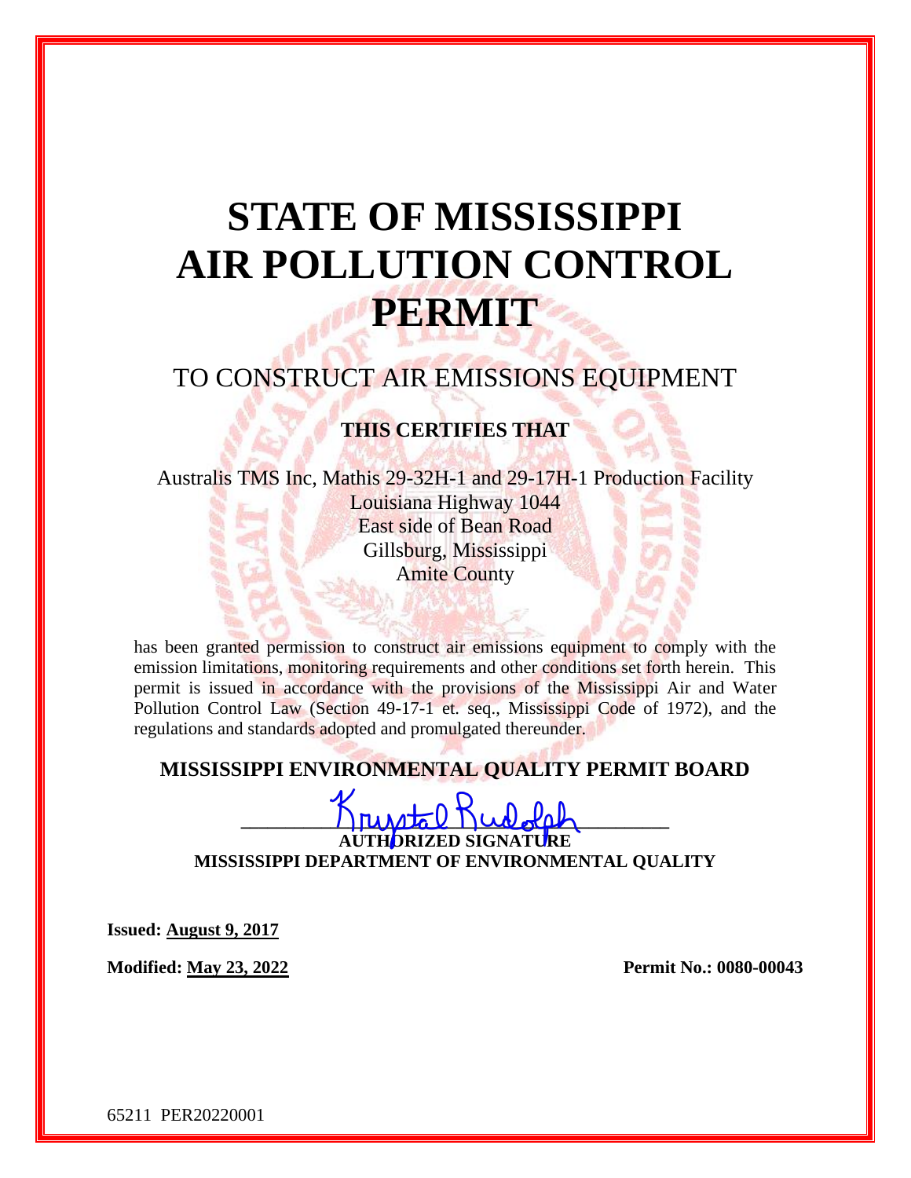# STATE OF MISSISSIPPI AIR POLLUTION CONTROL PERMIT

## TO CONSTRUCT AIR EMISSIONS EQUIPMENT

**THIS CERTIFIES THAT**

Australis TMS Inc, Mathis 29-32H-1 and 29-17H-1 Production Facility
Louisiana Highway 1044
East side of Bean Road
Gillsburg, Mississippi
Amite County

has been granted permission to construct air emissions equipment to comply with the emission limitations, monitoring requirements and other conditions set forth herein. This permit is issued in accordance with the provisions of the Mississippi Air and Water Pollution Control Law (Section 49-17-1 et. seq., Mississippi Code of 1972), and the regulations and standards adopted and promulgated thereunder.

**MISSISSIPPI ENVIRONMENTAL QUALITY PERMIT BOARD**

Krystal Rudolph
**AUTHORIZED SIGNATURE**
**MISSISSIPPI DEPARTMENT OF ENVIRONMENTAL QUALITY**

**Issued: August 9, 2017**

**Modified: May 23, 2022** **Permit No.: 0080-00043**

65211 PER20220001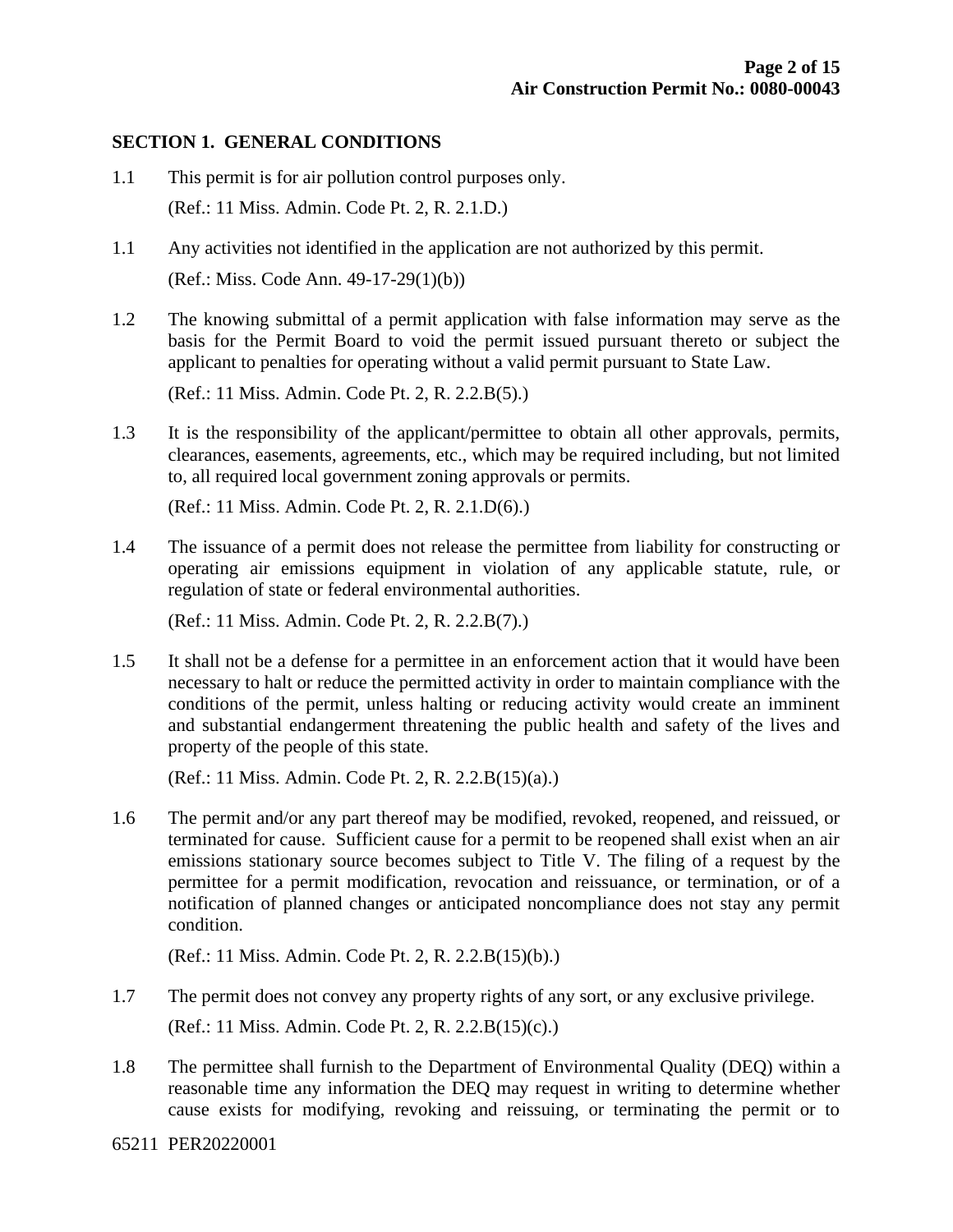## SECTION 1. GENERAL CONDITIONS

1.1 This permit is for air pollution control purposes only.

(Ref.: 11 Miss. Admin. Code Pt. 2, R. 2.1.D.)

1.1 Any activities not identified in the application are not authorized by this permit.

(Ref.: Miss. Code Ann. 49-17-29(1)(b))

1.2 The knowing submittal of a permit application with false information may serve as the basis for the Permit Board to void the permit issued pursuant thereto or subject the applicant to penalties for operating without a valid permit pursuant to State Law.

(Ref.: 11 Miss. Admin. Code Pt. 2, R. 2.2.B(5).)

1.3 It is the responsibility of the applicant/permittee to obtain all other approvals, permits, clearances, easements, agreements, etc., which may be required including, but not limited to, all required local government zoning approvals or permits.

(Ref.: 11 Miss. Admin. Code Pt. 2, R. 2.1.D(6).)

1.4 The issuance of a permit does not release the permittee from liability for constructing or operating air emissions equipment in violation of any applicable statute, rule, or regulation of state or federal environmental authorities.

(Ref.: 11 Miss. Admin. Code Pt. 2, R. 2.2.B(7).)

1.5 It shall not be a defense for a permittee in an enforcement action that it would have been necessary to halt or reduce the permitted activity in order to maintain compliance with the conditions of the permit, unless halting or reducing activity would create an imminent and substantial endangerment threatening the public health and safety of the lives and property of the people of this state.

(Ref.: 11 Miss. Admin. Code Pt. 2, R. 2.2.B(15)(a).)

1.6 The permit and/or any part thereof may be modified, revoked, reopened, and reissued, or terminated for cause. Sufficient cause for a permit to be reopened shall exist when an air emissions stationary source becomes subject to Title V. The filing of a request by the permittee for a permit modification, revocation and reissuance, or termination, or of a notification of planned changes or anticipated noncompliance does not stay any permit condition.

(Ref.: 11 Miss. Admin. Code Pt. 2, R. 2.2.B(15)(b).)

1.7 The permit does not convey any property rights of any sort, or any exclusive privilege.

(Ref.: 11 Miss. Admin. Code Pt. 2, R. 2.2.B(15)(c).)

1.8 The permittee shall furnish to the Department of Environmental Quality (DEQ) within a reasonable time any information the DEQ may request in writing to determine whether cause exists for modifying, revoking and reissuing, or terminating the permit or to

65211 PER20220001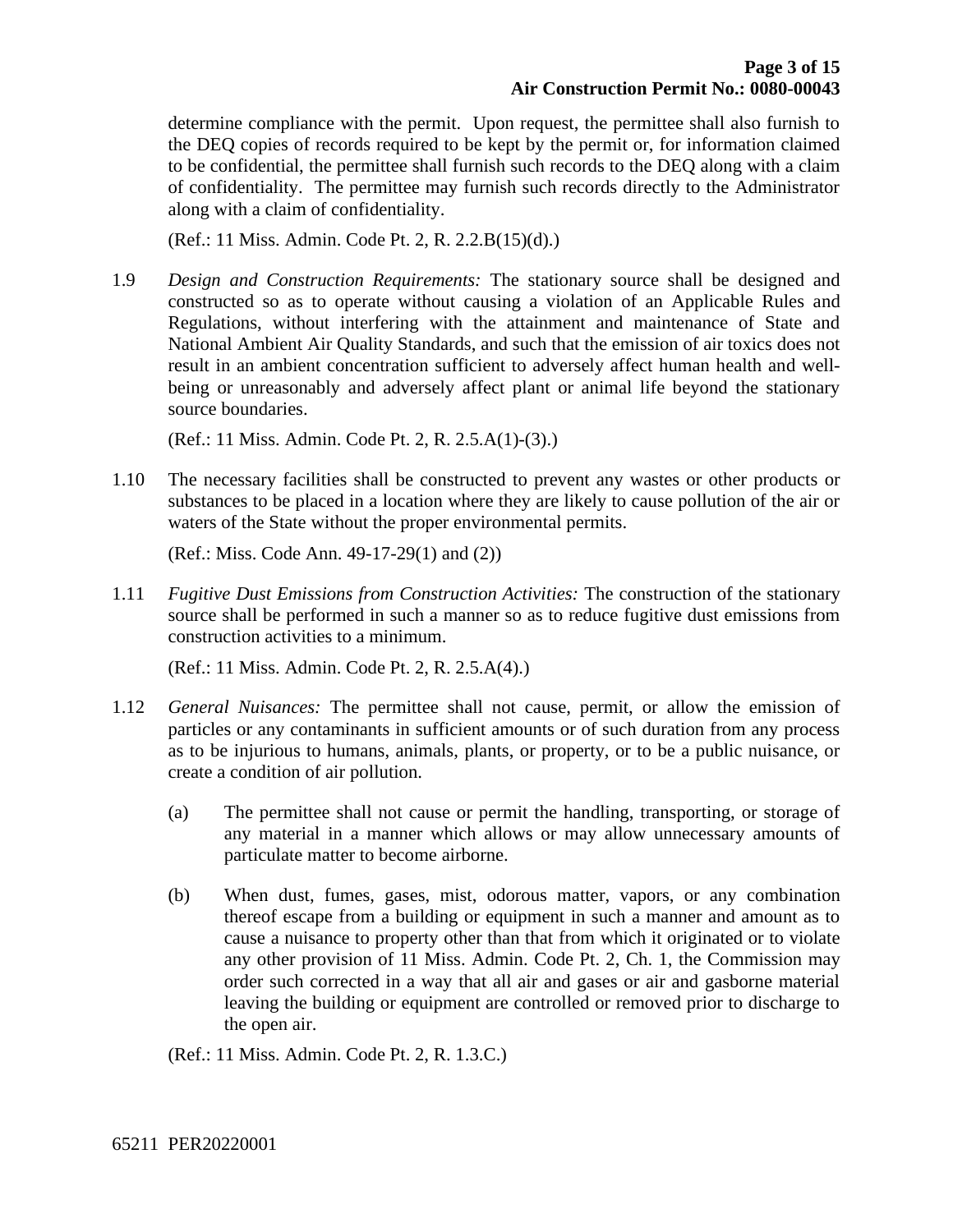determine compliance with the permit. Upon request, the permittee shall also furnish to the DEQ copies of records required to be kept by the permit or, for information claimed to be confidential, the permittee shall furnish such records to the DEQ along with a claim of confidentiality. The permittee may furnish such records directly to the Administrator along with a claim of confidentiality.

(Ref.: 11 Miss. Admin. Code Pt. 2, R. 2.2.B(15)(d).)

1.9 *Design and Construction Requirements:* The stationary source shall be designed and constructed so as to operate without causing a violation of an Applicable Rules and Regulations, without interfering with the attainment and maintenance of State and National Ambient Air Quality Standards, and such that the emission of air toxics does not result in an ambient concentration sufficient to adversely affect human health and well-being or unreasonably and adversely affect plant or animal life beyond the stationary source boundaries.

(Ref.: 11 Miss. Admin. Code Pt. 2, R. 2.5.A(1)-(3).)

1.10 The necessary facilities shall be constructed to prevent any wastes or other products or substances to be placed in a location where they are likely to cause pollution of the air or waters of the State without the proper environmental permits.

(Ref.: Miss. Code Ann. 49-17-29(1) and (2))

1.11 *Fugitive Dust Emissions from Construction Activities:* The construction of the stationary source shall be performed in such a manner so as to reduce fugitive dust emissions from construction activities to a minimum.

(Ref.: 11 Miss. Admin. Code Pt. 2, R. 2.5.A(4).)

1.12 *General Nuisances:* The permittee shall not cause, permit, or allow the emission of particles or any contaminants in sufficient amounts or of such duration from any process as to be injurious to humans, animals, plants, or property, or to be a public nuisance, or create a condition of air pollution.

(a) The permittee shall not cause or permit the handling, transporting, or storage of any material in a manner which allows or may allow unnecessary amounts of particulate matter to become airborne.

(b) When dust, fumes, gases, mist, odorous matter, vapors, or any combination thereof escape from a building or equipment in such a manner and amount as to cause a nuisance to property other than that from which it originated or to violate any other provision of 11 Miss. Admin. Code Pt. 2, Ch. 1, the Commission may order such corrected in a way that all air and gases or air and gasborne material leaving the building or equipment are controlled or removed prior to discharge to the open air.

(Ref.: 11 Miss. Admin. Code Pt. 2, R. 1.3.C.)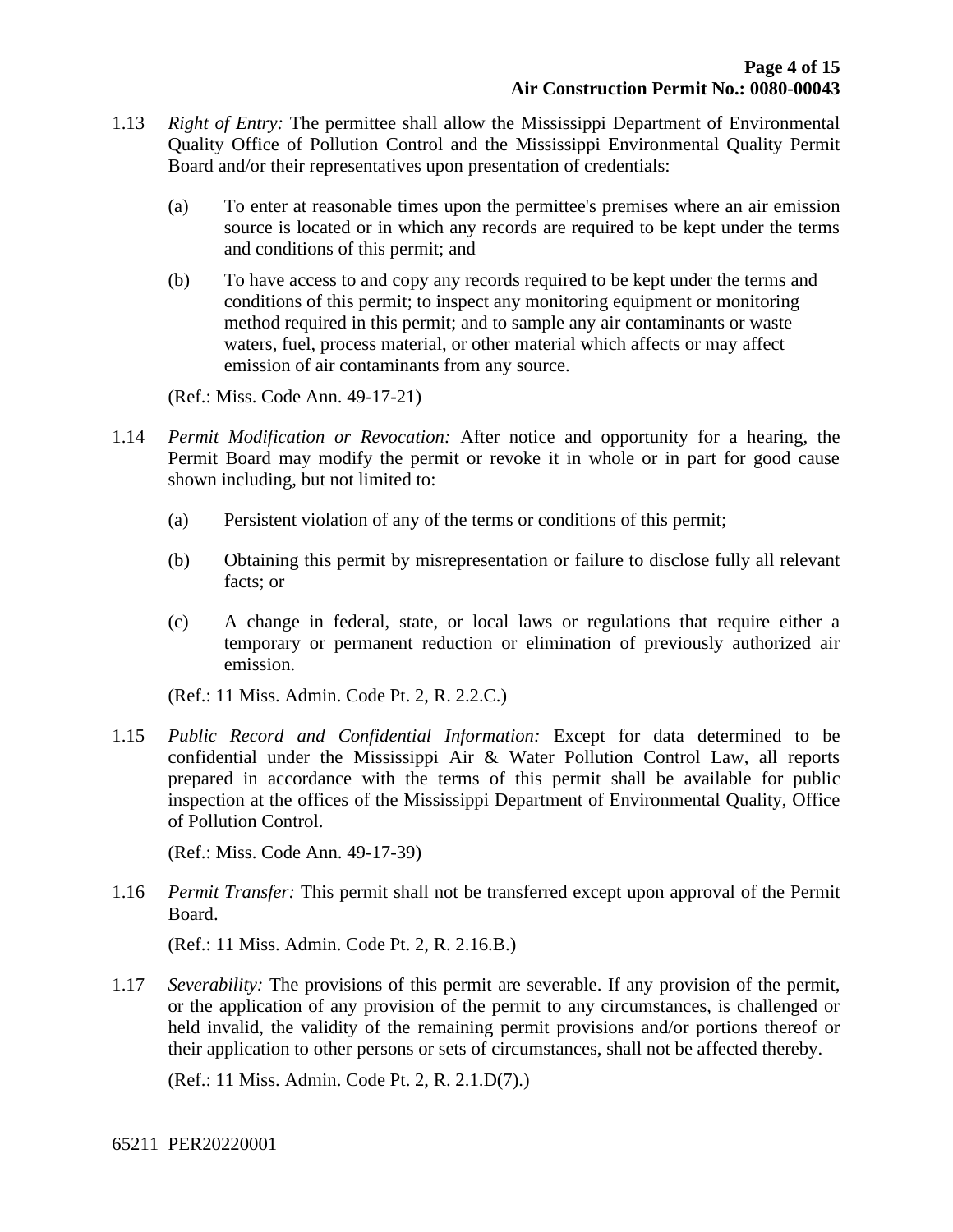1.13 *Right of Entry:* The permittee shall allow the Mississippi Department of Environmental Quality Office of Pollution Control and the Mississippi Environmental Quality Permit Board and/or their representatives upon presentation of credentials:

(a) To enter at reasonable times upon the permittee's premises where an air emission source is located or in which any records are required to be kept under the terms and conditions of this permit; and

(b) To have access to and copy any records required to be kept under the terms and conditions of this permit; to inspect any monitoring equipment or monitoring method required in this permit; and to sample any air contaminants or waste waters, fuel, process material, or other material which affects or may affect emission of air contaminants from any source.

(Ref.: Miss. Code Ann. 49-17-21)

1.14 *Permit Modification or Revocation:* After notice and opportunity for a hearing, the Permit Board may modify the permit or revoke it in whole or in part for good cause shown including, but not limited to:

(a) Persistent violation of any of the terms or conditions of this permit;

(b) Obtaining this permit by misrepresentation or failure to disclose fully all relevant facts; or

(c) A change in federal, state, or local laws or regulations that require either a temporary or permanent reduction or elimination of previously authorized air emission.

(Ref.: 11 Miss. Admin. Code Pt. 2, R. 2.2.C.)

1.15 *Public Record and Confidential Information:* Except for data determined to be confidential under the Mississippi Air & Water Pollution Control Law, all reports prepared in accordance with the terms of this permit shall be available for public inspection at the offices of the Mississippi Department of Environmental Quality, Office of Pollution Control.

(Ref.: Miss. Code Ann. 49-17-39)

1.16 *Permit Transfer:* This permit shall not be transferred except upon approval of the Permit Board.

(Ref.: 11 Miss. Admin. Code Pt. 2, R. 2.16.B.)

1.17 *Severability:* The provisions of this permit are severable. If any provision of the permit, or the application of any provision of the permit to any circumstances, is challenged or held invalid, the validity of the remaining permit provisions and/or portions thereof or their application to other persons or sets of circumstances, shall not be affected thereby.

(Ref.: 11 Miss. Admin. Code Pt. 2, R. 2.1.D(7).)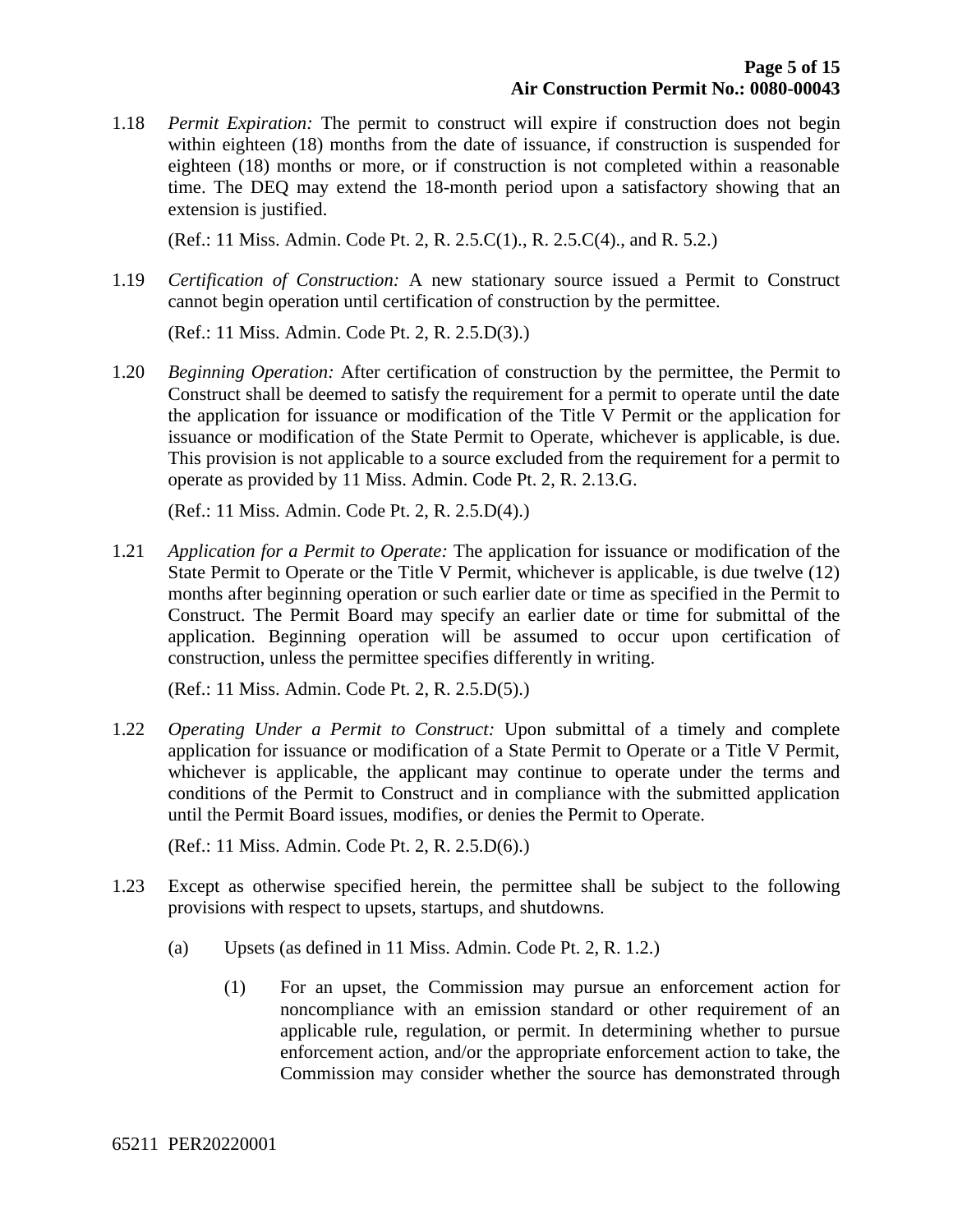1.18 *Permit Expiration:* The permit to construct will expire if construction does not begin within eighteen (18) months from the date of issuance, if construction is suspended for eighteen (18) months or more, or if construction is not completed within a reasonable time. The DEQ may extend the 18-month period upon a satisfactory showing that an extension is justified.

(Ref.: 11 Miss. Admin. Code Pt. 2, R. 2.5.C(1)., R. 2.5.C(4)., and R. 5.2.)

1.19 *Certification of Construction:* A new stationary source issued a Permit to Construct cannot begin operation until certification of construction by the permittee.

(Ref.: 11 Miss. Admin. Code Pt. 2, R. 2.5.D(3).)

1.20 *Beginning Operation:* After certification of construction by the permittee, the Permit to Construct shall be deemed to satisfy the requirement for a permit to operate until the date the application for issuance or modification of the Title V Permit or the application for issuance or modification of the State Permit to Operate, whichever is applicable, is due. This provision is not applicable to a source excluded from the requirement for a permit to operate as provided by 11 Miss. Admin. Code Pt. 2, R. 2.13.G.

(Ref.: 11 Miss. Admin. Code Pt. 2, R. 2.5.D(4).)

1.21 *Application for a Permit to Operate:* The application for issuance or modification of the State Permit to Operate or the Title V Permit, whichever is applicable, is due twelve (12) months after beginning operation or such earlier date or time as specified in the Permit to Construct. The Permit Board may specify an earlier date or time for submittal of the application. Beginning operation will be assumed to occur upon certification of construction, unless the permittee specifies differently in writing.

(Ref.: 11 Miss. Admin. Code Pt. 2, R. 2.5.D(5).)

1.22 *Operating Under a Permit to Construct:* Upon submittal of a timely and complete application for issuance or modification of a State Permit to Operate or a Title V Permit, whichever is applicable, the applicant may continue to operate under the terms and conditions of the Permit to Construct and in compliance with the submitted application until the Permit Board issues, modifies, or denies the Permit to Operate.

(Ref.: 11 Miss. Admin. Code Pt. 2, R. 2.5.D(6).)

1.23 Except as otherwise specified herein, the permittee shall be subject to the following provisions with respect to upsets, startups, and shutdowns.

(a) Upsets (as defined in 11 Miss. Admin. Code Pt. 2, R. 1.2.)

(1) For an upset, the Commission may pursue an enforcement action for noncompliance with an emission standard or other requirement of an applicable rule, regulation, or permit. In determining whether to pursue enforcement action, and/or the appropriate enforcement action to take, the Commission may consider whether the source has demonstrated through

65211 PER20220001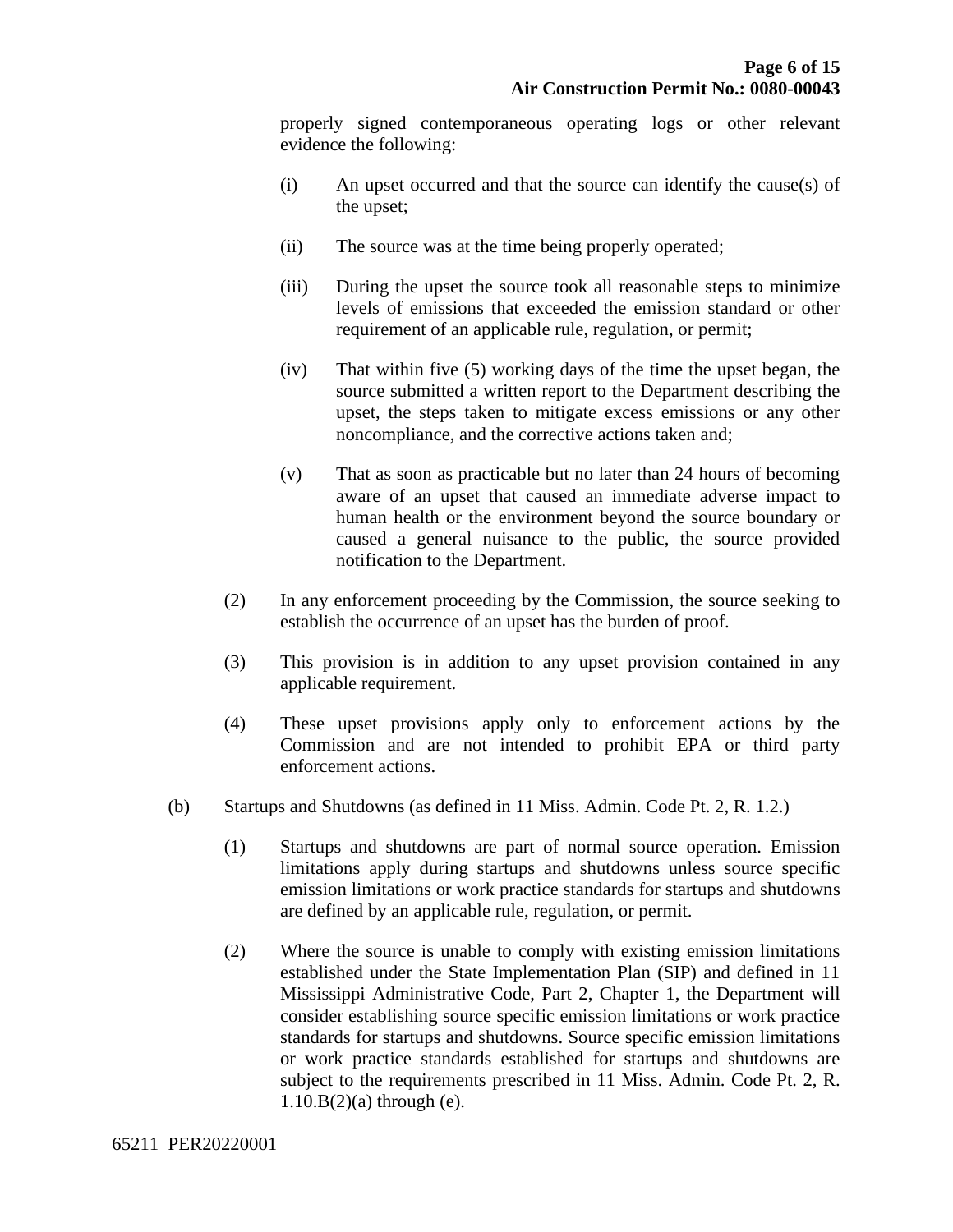properly signed contemporaneous operating logs or other relevant evidence the following:

(i) An upset occurred and that the source can identify the cause(s) of the upset;

(ii) The source was at the time being properly operated;

(iii) During the upset the source took all reasonable steps to minimize levels of emissions that exceeded the emission standard or other requirement of an applicable rule, regulation, or permit;

(iv) That within five (5) working days of the time the upset began, the source submitted a written report to the Department describing the upset, the steps taken to mitigate excess emissions or any other noncompliance, and the corrective actions taken and;

(v) That as soon as practicable but no later than 24 hours of becoming aware of an upset that caused an immediate adverse impact to human health or the environment beyond the source boundary or caused a general nuisance to the public, the source provided notification to the Department.

(2) In any enforcement proceeding by the Commission, the source seeking to establish the occurrence of an upset has the burden of proof.

(3) This provision is in addition to any upset provision contained in any applicable requirement.

(4) These upset provisions apply only to enforcement actions by the Commission and are not intended to prohibit EPA or third party enforcement actions.

(b) Startups and Shutdowns (as defined in 11 Miss. Admin. Code Pt. 2, R. 1.2.)

(1) Startups and shutdowns are part of normal source operation. Emission limitations apply during startups and shutdowns unless source specific emission limitations or work practice standards for startups and shutdowns are defined by an applicable rule, regulation, or permit.

(2) Where the source is unable to comply with existing emission limitations established under the State Implementation Plan (SIP) and defined in 11 Mississippi Administrative Code, Part 2, Chapter 1, the Department will consider establishing source specific emission limitations or work practice standards for startups and shutdowns. Source specific emission limitations or work practice standards established for startups and shutdowns are subject to the requirements prescribed in 11 Miss. Admin. Code Pt. 2, R. 1.10.B(2)(a) through (e).

65211 PER20220001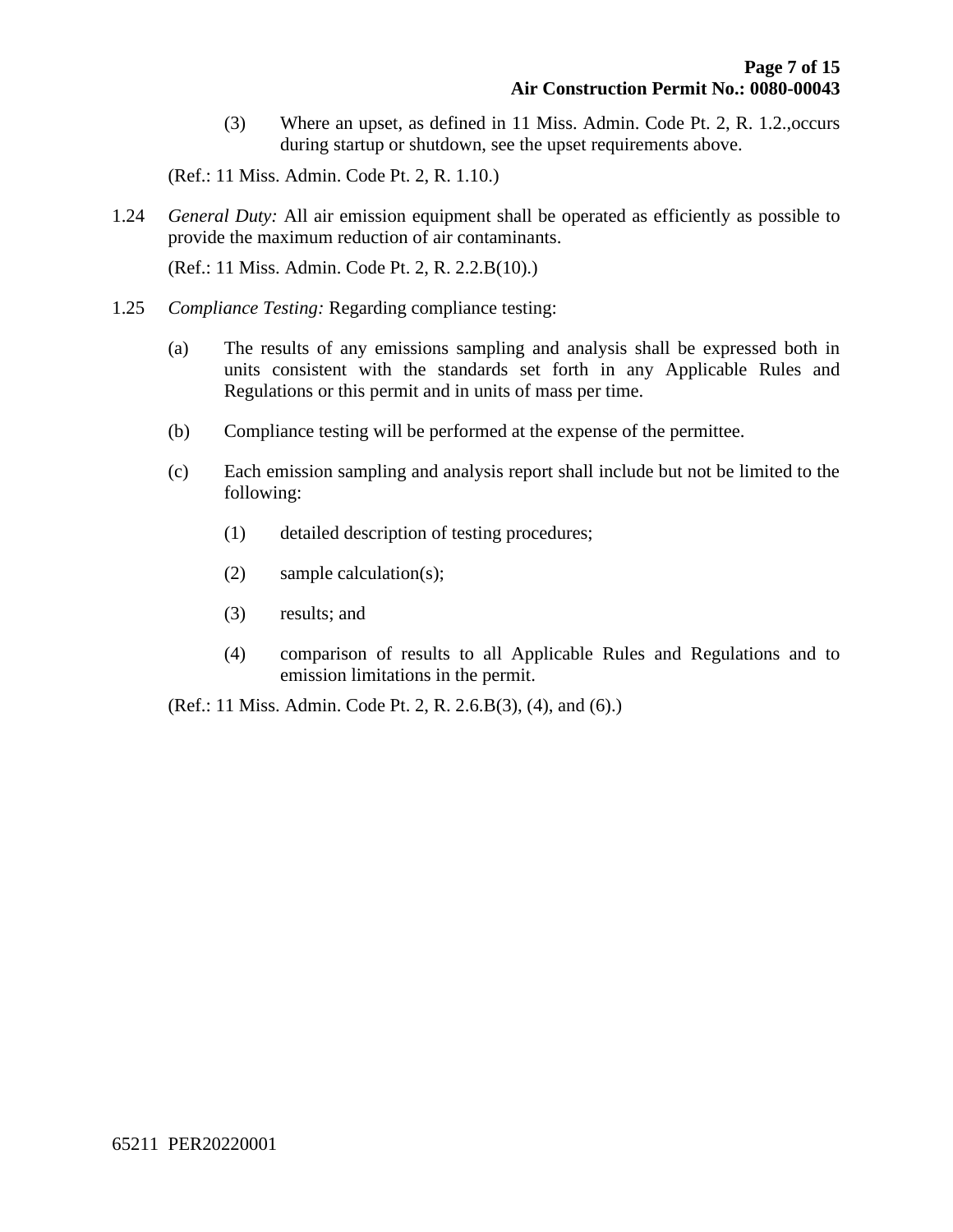(3) Where an upset, as defined in 11 Miss. Admin. Code Pt. 2, R. 1.2.,occurs during startup or shutdown, see the upset requirements above.

(Ref.: 11 Miss. Admin. Code Pt. 2, R. 1.10.)

1.24 *General Duty:* All air emission equipment shall be operated as efficiently as possible to provide the maximum reduction of air contaminants.

(Ref.: 11 Miss. Admin. Code Pt. 2, R. 2.2.B(10).)

1.25 *Compliance Testing:* Regarding compliance testing:

(a) The results of any emissions sampling and analysis shall be expressed both in units consistent with the standards set forth in any Applicable Rules and Regulations or this permit and in units of mass per time.

(b) Compliance testing will be performed at the expense of the permittee.

(c) Each emission sampling and analysis report shall include but not be limited to the following:

(1) detailed description of testing procedures;

(2) sample calculation(s);

(3) results; and

(4) comparison of results to all Applicable Rules and Regulations and to emission limitations in the permit.

(Ref.: 11 Miss. Admin. Code Pt. 2, R. 2.6.B(3), (4), and (6).)

65211 PER20220001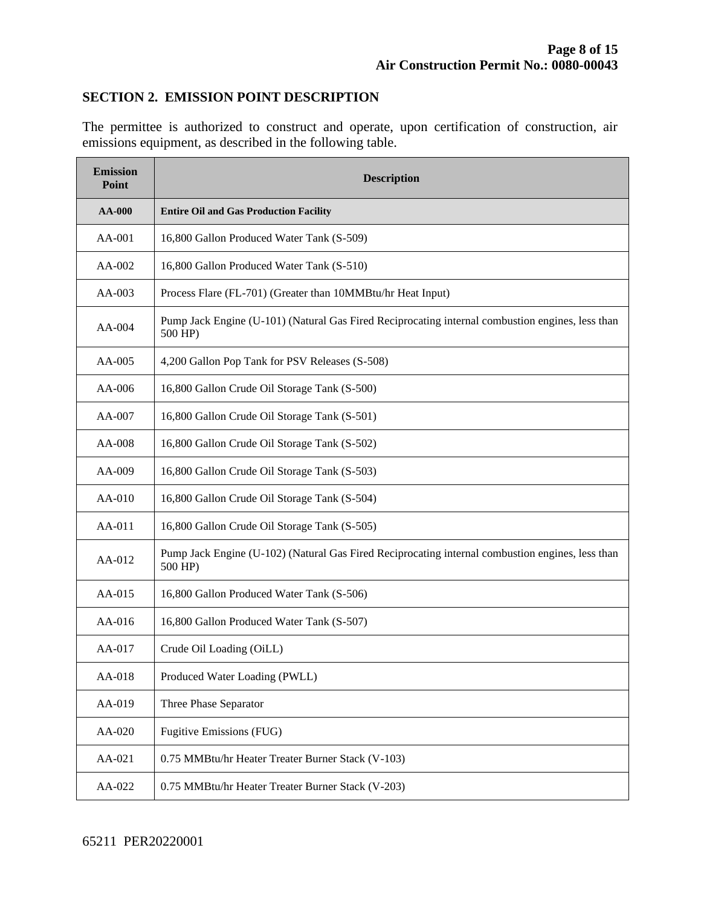## SECTION 2. EMISSION POINT DESCRIPTION

The permittee is authorized to construct and operate, upon certification of construction, air emissions equipment, as described in the following table.

| Emission Point | Description |
|---|---|
| **AA-000** | **Entire Oil and Gas Production Facility** |
| AA-001 | 16,800 Gallon Produced Water Tank (S-509) |
| AA-002 | 16,800 Gallon Produced Water Tank (S-510) |
| AA-003 | Process Flare (FL-701) (Greater than 10MMBtu/hr Heat Input) |
| AA-004 | Pump Jack Engine (U-101) (Natural Gas Fired Reciprocating internal combustion engines, less than 500 HP) |
| AA-005 | 4,200 Gallon Pop Tank for PSV Releases (S-508) |
| AA-006 | 16,800 Gallon Crude Oil Storage Tank (S-500) |
| AA-007 | 16,800 Gallon Crude Oil Storage Tank (S-501) |
| AA-008 | 16,800 Gallon Crude Oil Storage Tank (S-502) |
| AA-009 | 16,800 Gallon Crude Oil Storage Tank (S-503) |
| AA-010 | 16,800 Gallon Crude Oil Storage Tank (S-504) |
| AA-011 | 16,800 Gallon Crude Oil Storage Tank (S-505) |
| AA-012 | Pump Jack Engine (U-102) (Natural Gas Fired Reciprocating internal combustion engines, less than 500 HP) |
| AA-015 | 16,800 Gallon Produced Water Tank (S-506) |
| AA-016 | 16,800 Gallon Produced Water Tank (S-507) |
| AA-017 | Crude Oil Loading (OiLL) |
| AA-018 | Produced Water Loading (PWLL) |
| AA-019 | Three Phase Separator |
| AA-020 | Fugitive Emissions (FUG) |
| AA-021 | 0.75 MMBtu/hr Heater Treater Burner Stack (V-103) |
| AA-022 | 0.75 MMBtu/hr Heater Treater Burner Stack (V-203) |

65211 PER20220001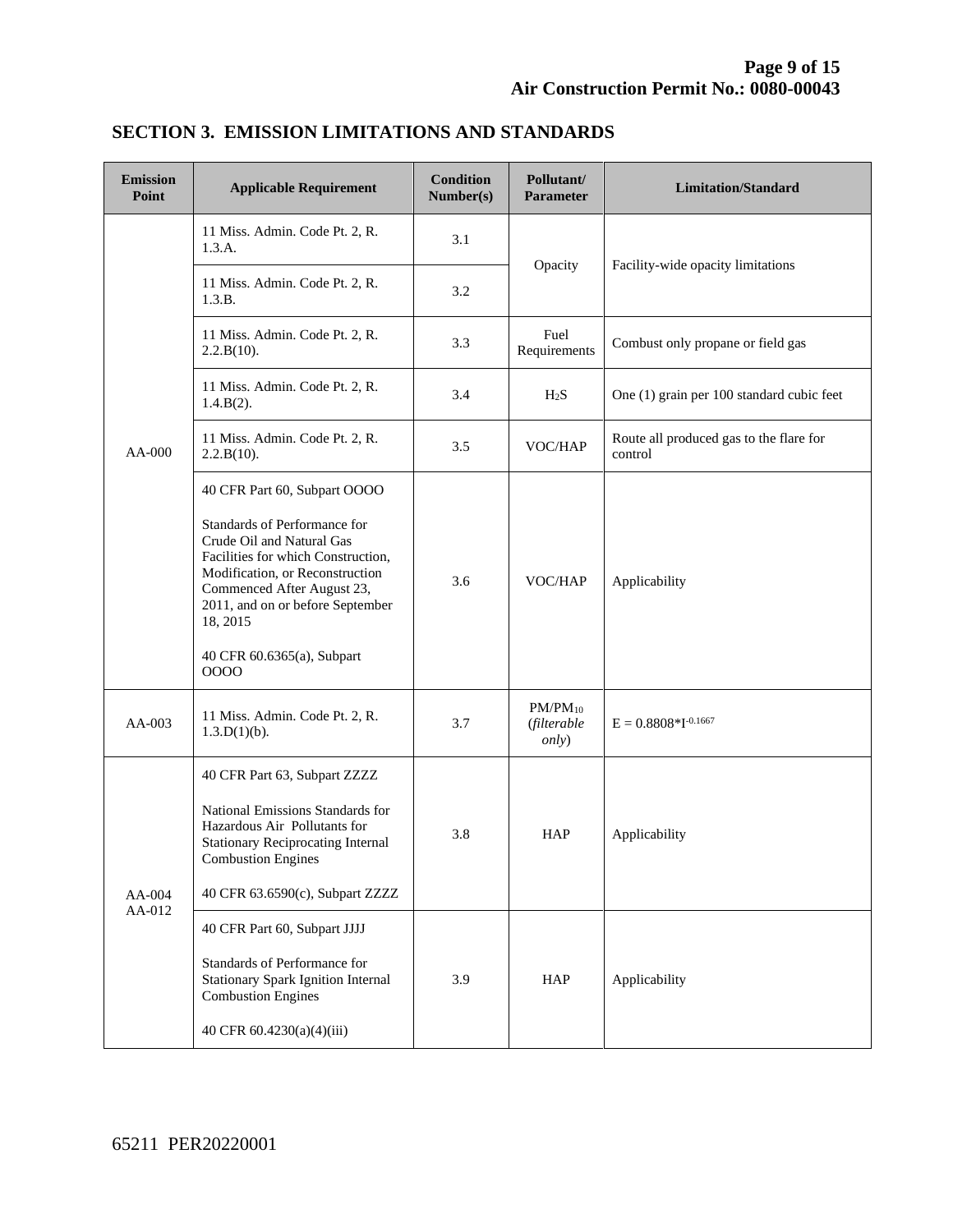## SECTION 3. EMISSION LIMITATIONS AND STANDARDS

| Emission Point | Applicable Requirement | Condition Number(s) | Pollutant/ Parameter | Limitation/Standard |
|---|---|---|---|---|
| AA-000 | 11 Miss. Admin. Code Pt. 2, R. 1.3.A. | 3.1 | Opacity | Facility-wide opacity limitations |
| | 11 Miss. Admin. Code Pt. 2, R. 1.3.B. | 3.2 | | |
| | 11 Miss. Admin. Code Pt. 2, R. 2.2.B(10). | 3.3 | Fuel Requirements | Combust only propane or field gas |
| | 11 Miss. Admin. Code Pt. 2, R. 1.4.B(2). | 3.4 | $H_2S$ | One (1) grain per 100 standard cubic feet |
| | 11 Miss. Admin. Code Pt. 2, R. 2.2.B(10). | 3.5 | VOC/HAP | Route all produced gas to the flare for control |
| | 40 CFR Part 60, Subpart OOOO<br><br>Standards of Performance for Crude Oil and Natural Gas Facilities for which Construction, Modification, or Reconstruction Commenced After August 23, 2011, and on or before September 18, 2015<br><br>40 CFR 60.6365(a), Subpart OOOO | 3.6 | VOC/HAP | Applicability |
| AA-003 | 11 Miss. Admin. Code Pt. 2, R. 1.3.D(1)(b). | 3.7 | $PM/PM_{10}$ (*filterable only*) | $E = 0.8808{*}I^{-0.1667}$ |
| AA-004<br>AA-012 | 40 CFR Part 63, Subpart ZZZZ<br><br>National Emissions Standards for Hazardous Air Pollutants for Stationary Reciprocating Internal Combustion Engines<br><br>40 CFR 63.6590(c), Subpart ZZZZ | 3.8 | HAP | Applicability |
| | 40 CFR Part 60, Subpart JJJJ<br><br>Standards of Performance for Stationary Spark Ignition Internal Combustion Engines<br><br>40 CFR 60.4230(a)(4)(iii) | 3.9 | HAP | Applicability |

65211 PER20220001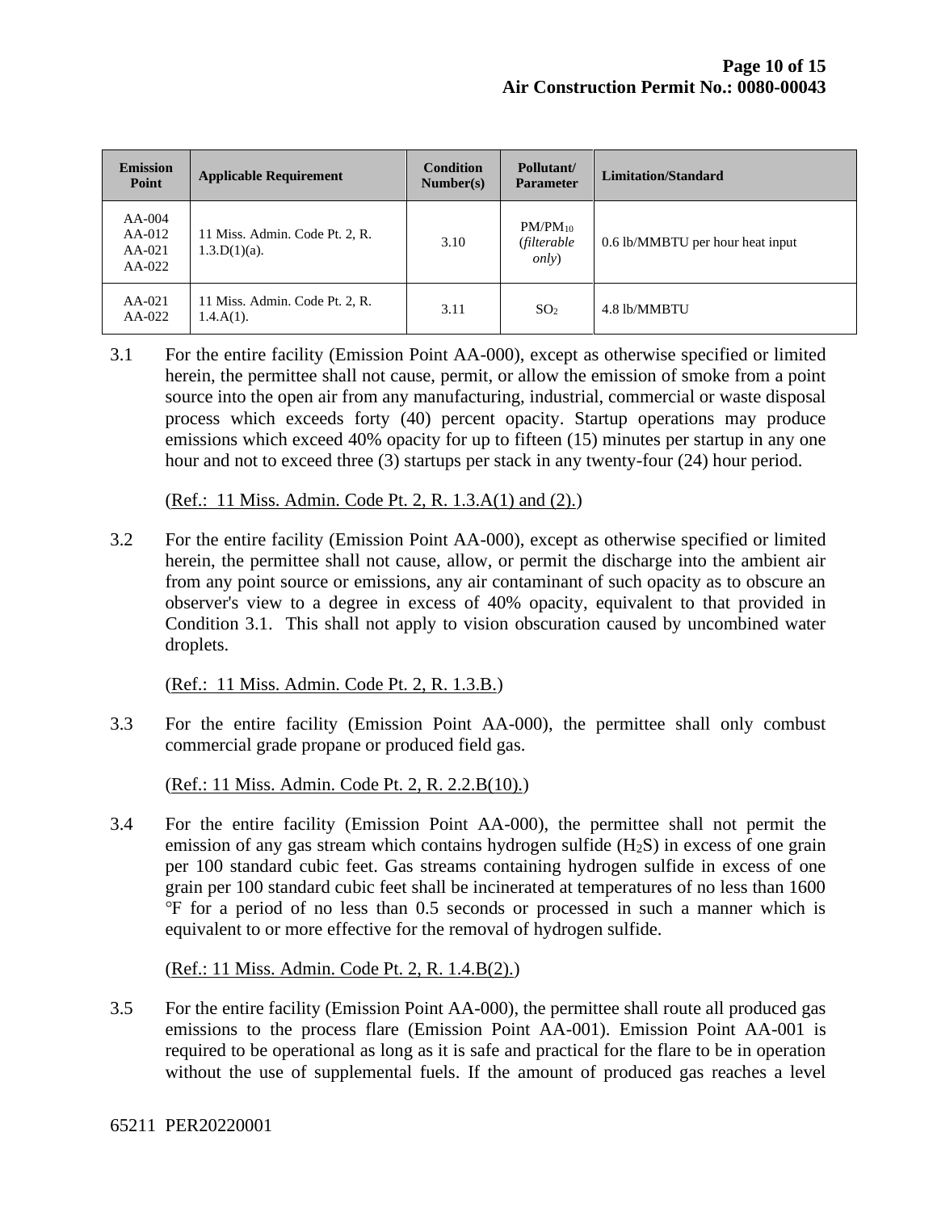| Emission Point | Applicable Requirement | Condition Number(s) | Pollutant/ Parameter | Limitation/Standard |
|---|---|---|---|---|
| AA-004<br>AA-012<br>AA-021<br>AA-022 | 11 Miss. Admin. Code Pt. 2, R. 1.3.D(1)(a). | 3.10 | $PM/PM_{10}$ (*filterable only*) | 0.6 lb/MMBTU per hour heat input |
| AA-021<br>AA-022 | 11 Miss. Admin. Code Pt. 2, R. 1.4.A(1). | 3.11 | $SO_2$ | 4.8 lb/MMBTU |

3.1 For the entire facility (Emission Point AA-000), except as otherwise specified or limited herein, the permittee shall not cause, permit, or allow the emission of smoke from a point source into the open air from any manufacturing, industrial, commercial or waste disposal process which exceeds forty (40) percent opacity. Startup operations may produce emissions which exceed 40% opacity for up to fifteen (15) minutes per startup in any one hour and not to exceed three (3) startups per stack in any twenty-four (24) hour period.

(Ref.: 11 Miss. Admin. Code Pt. 2, R. 1.3.A(1) and (2).)

3.2 For the entire facility (Emission Point AA-000), except as otherwise specified or limited herein, the permittee shall not cause, allow, or permit the discharge into the ambient air from any point source or emissions, any air contaminant of such opacity as to obscure an observer's view to a degree in excess of 40% opacity, equivalent to that provided in Condition 3.1. This shall not apply to vision obscuration caused by uncombined water droplets.

(Ref.: 11 Miss. Admin. Code Pt. 2, R. 1.3.B.)

3.3 For the entire facility (Emission Point AA-000), the permittee shall only combust commercial grade propane or produced field gas.

(Ref.: 11 Miss. Admin. Code Pt. 2, R. 2.2.B(10).)

3.4 For the entire facility (Emission Point AA-000), the permittee shall not permit the emission of any gas stream which contains hydrogen sulfide ($H_2S$) in excess of one grain per 100 standard cubic feet. Gas streams containing hydrogen sulfide in excess of one grain per 100 standard cubic feet shall be incinerated at temperatures of no less than 1600 °F for a period of no less than 0.5 seconds or processed in such a manner which is equivalent to or more effective for the removal of hydrogen sulfide.

(Ref.: 11 Miss. Admin. Code Pt. 2, R. 1.4.B(2).)

3.5 For the entire facility (Emission Point AA-000), the permittee shall route all produced gas emissions to the process flare (Emission Point AA-001). Emission Point AA-001 is required to be operational as long as it is safe and practical for the flare to be in operation without the use of supplemental fuels. If the amount of produced gas reaches a level

65211 PER20220001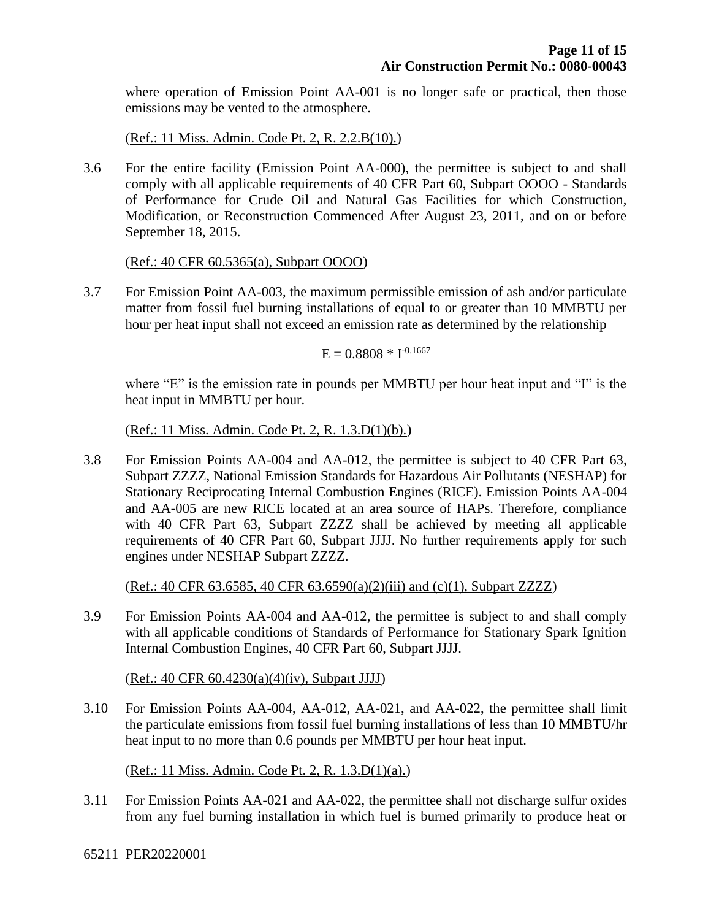where operation of Emission Point AA-001 is no longer safe or practical, then those emissions may be vented to the atmosphere.

(Ref.: 11 Miss. Admin. Code Pt. 2, R. 2.2.B(10).)

3.6 For the entire facility (Emission Point AA-000), the permittee is subject to and shall comply with all applicable requirements of 40 CFR Part 60, Subpart OOOO - Standards of Performance for Crude Oil and Natural Gas Facilities for which Construction, Modification, or Reconstruction Commenced After August 23, 2011, and on or before September 18, 2015.

(Ref.: 40 CFR 60.5365(a), Subpart OOOO)

3.7 For Emission Point AA-003, the maximum permissible emission of ash and/or particulate matter from fossil fuel burning installations of equal to or greater than 10 MMBTU per hour per heat input shall not exceed an emission rate as determined by the relationship

$$E = 0.8808 * I^{-0.1667}$$

where "E" is the emission rate in pounds per MMBTU per hour heat input and "I" is the heat input in MMBTU per hour.

(Ref.: 11 Miss. Admin. Code Pt. 2, R. 1.3.D(1)(b).)

3.8 For Emission Points AA-004 and AA-012, the permittee is subject to 40 CFR Part 63, Subpart ZZZZ, National Emission Standards for Hazardous Air Pollutants (NESHAP) for Stationary Reciprocating Internal Combustion Engines (RICE). Emission Points AA-004 and AA-005 are new RICE located at an area source of HAPs. Therefore, compliance with 40 CFR Part 63, Subpart ZZZZ shall be achieved by meeting all applicable requirements of 40 CFR Part 60, Subpart JJJJ. No further requirements apply for such engines under NESHAP Subpart ZZZZ.

(Ref.: 40 CFR 63.6585, 40 CFR 63.6590(a)(2)(iii) and (c)(1), Subpart ZZZZ)

3.9 For Emission Points AA-004 and AA-012, the permittee is subject to and shall comply with all applicable conditions of Standards of Performance for Stationary Spark Ignition Internal Combustion Engines, 40 CFR Part 60, Subpart JJJJ.

(Ref.: 40 CFR 60.4230(a)(4)(iv), Subpart JJJJ)

3.10 For Emission Points AA-004, AA-012, AA-021, and AA-022, the permittee shall limit the particulate emissions from fossil fuel burning installations of less than 10 MMBTU/hr heat input to no more than 0.6 pounds per MMBTU per hour heat input.

(Ref.: 11 Miss. Admin. Code Pt. 2, R. 1.3.D(1)(a).)

3.11 For Emission Points AA-021 and AA-022, the permittee shall not discharge sulfur oxides from any fuel burning installation in which fuel is burned primarily to produce heat or

65211 PER20220001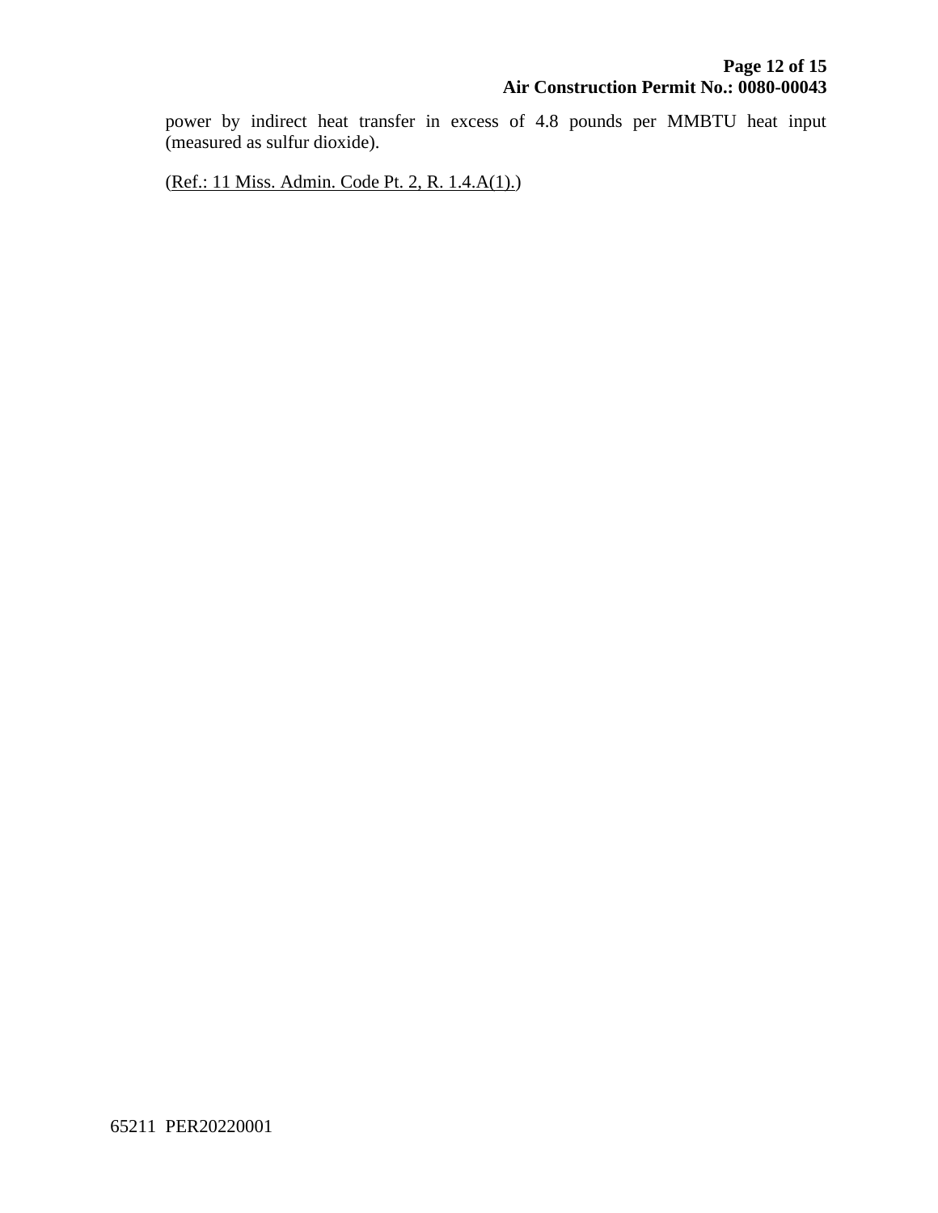power by indirect heat transfer in excess of 4.8 pounds per MMBTU heat input (measured as sulfur dioxide).

(Ref.: 11 Miss. Admin. Code Pt. 2, R. 1.4.A(1).)

65211 PER20220001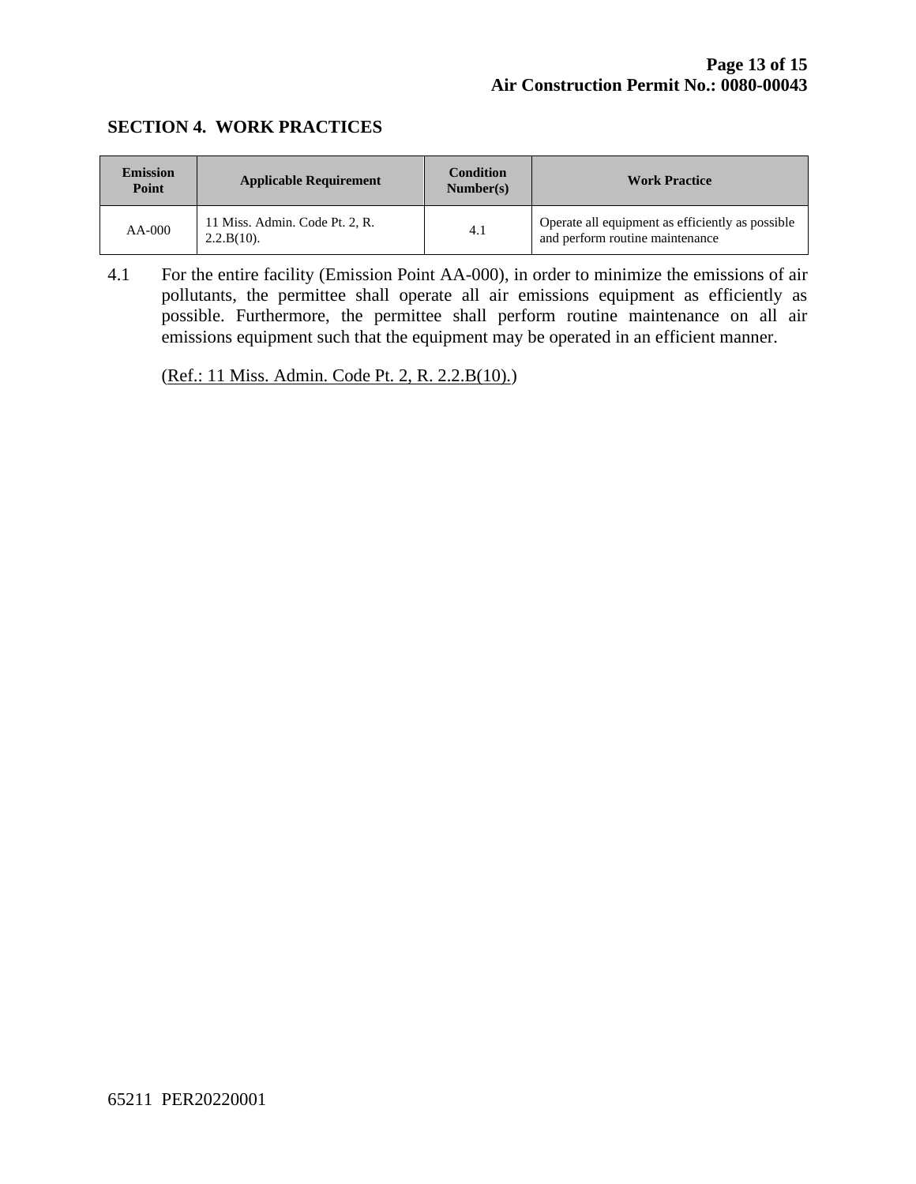## SECTION 4. WORK PRACTICES

| Emission Point | Applicable Requirement | Condition Number(s) | Work Practice |
|---|---|---|---|
| AA-000 | 11 Miss. Admin. Code Pt. 2, R. 2.2.B(10). | 4.1 | Operate all equipment as efficiently as possible and perform routine maintenance |

4.1 For the entire facility (Emission Point AA-000), in order to minimize the emissions of air pollutants, the permittee shall operate all air emissions equipment as efficiently as possible. Furthermore, the permittee shall perform routine maintenance on all air emissions equipment such that the equipment may be operated in an efficient manner.

(Ref.: 11 Miss. Admin. Code Pt. 2, R. 2.2.B(10).)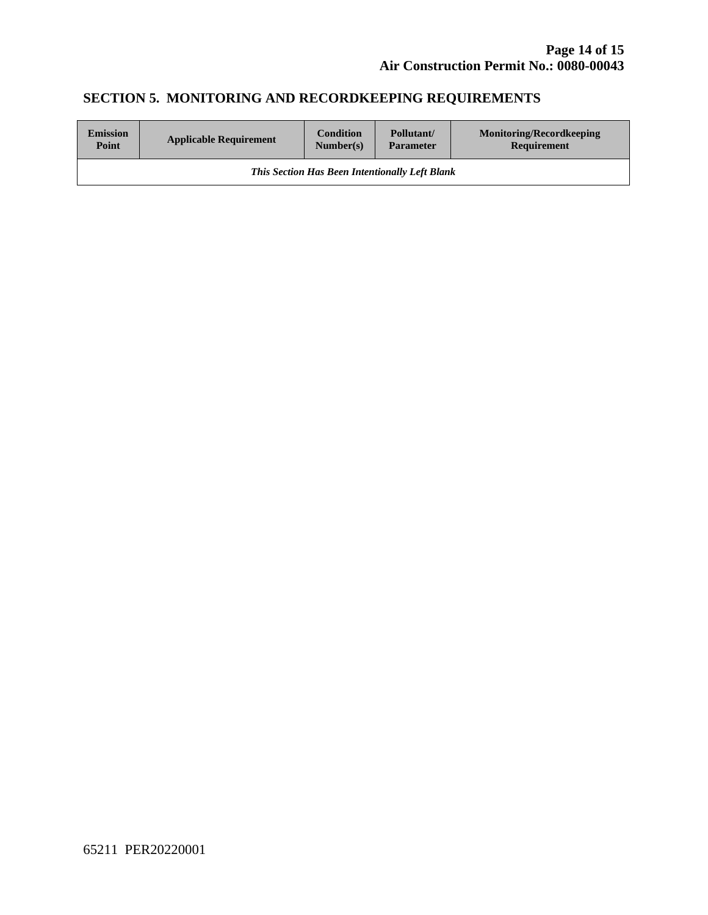## SECTION 5. MONITORING AND RECORDKEEPING REQUIREMENTS

| Emission Point | Applicable Requirement | Condition Number(s) | Pollutant/ Parameter | Monitoring/Recordkeeping Requirement |
|---|---|---|---|---|
| ***This Section Has Been Intentionally Left Blank*** | | | | |

65211 PER20220001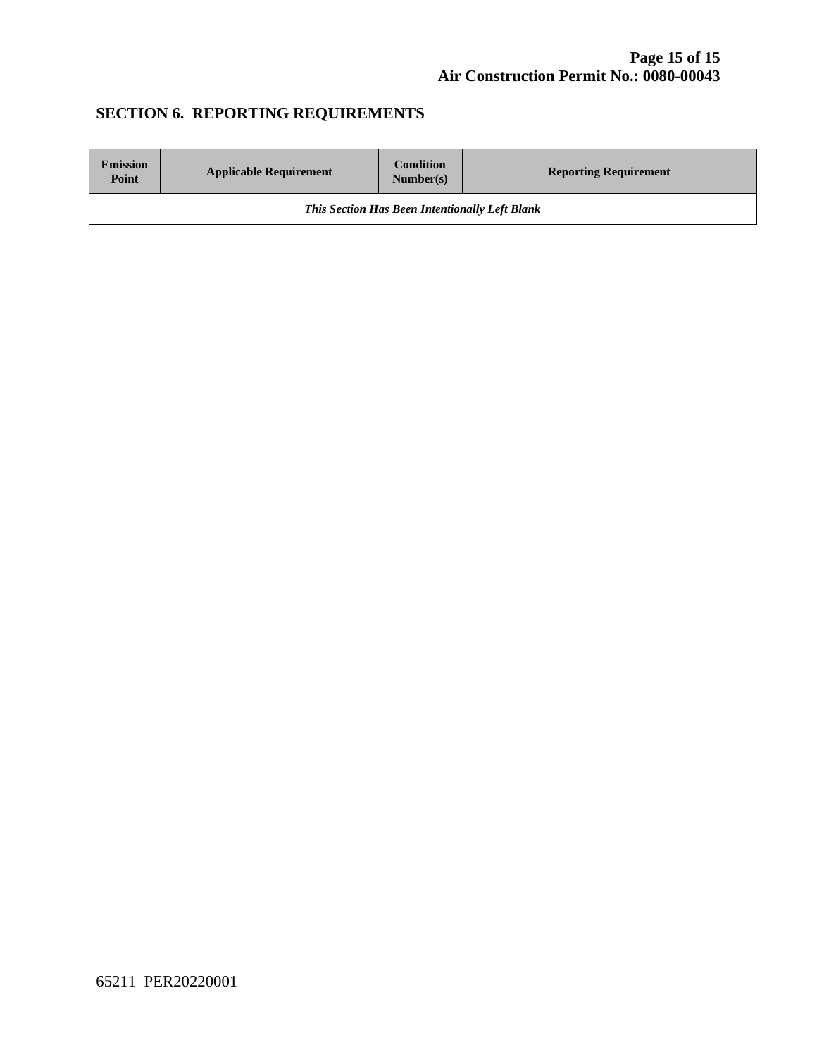## SECTION 6. REPORTING REQUIREMENTS

| Emission Point | Applicable Requirement | Condition Number(s) | Reporting Requirement |
|---|---|---|---|
| ***This Section Has Been Intentionally Left Blank*** | | | |

65211 PER20220001